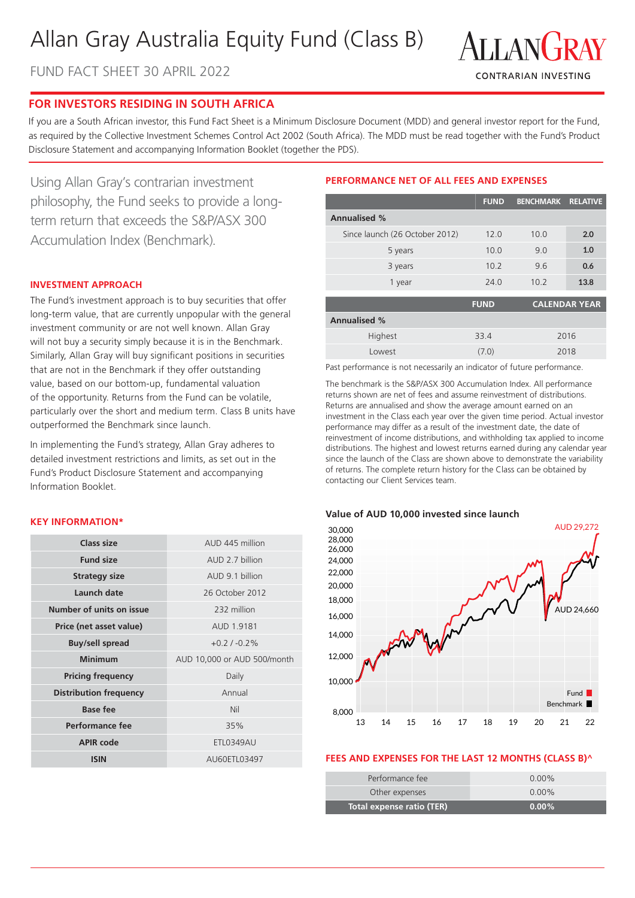# Allan Gray Australia Equity Fund (Class B)

FUND FACT SHEET 30 APRIL 2022

ALLANGRAY
CONTRARIAN INVESTING

## FOR INVESTORS RESIDING IN SOUTH AFRICA

If you are a South African investor, this Fund Fact Sheet is a Minimum Disclosure Document (MDD) and general investor report for the Fund, as required by the Collective Investment Schemes Control Act 2002 (South Africa). The MDD must be read together with the Fund's Product Disclosure Statement and accompanying Information Booklet (together the PDS).

Using Allan Gray's contrarian investment philosophy, the Fund seeks to provide a long-term return that exceeds the S&P/ASX 300 Accumulation Index (Benchmark).

### INVESTMENT APPROACH

The Fund's investment approach is to buy securities that offer long-term value, that are currently unpopular with the general investment community or are not well known. Allan Gray will not buy a security simply because it is in the Benchmark. Similarly, Allan Gray will buy significant positions in securities that are not in the Benchmark if they offer outstanding value, based on our bottom-up, fundamental valuation of the opportunity. Returns from the Fund can be volatile, particularly over the short and medium term. Class B units have outperformed the Benchmark since launch.

In implementing the Fund's strategy, Allan Gray adheres to detailed investment restrictions and limits, as set out in the Fund's Product Disclosure Statement and accompanying Information Booklet.

### KEY INFORMATION*

| | |
|---|---|
| **Class size** | AUD 445 million |
| **Fund size** | AUD 2.7 billion |
| **Strategy size** | AUD 9.1 billion |
| **Launch date** | 26 October 2012 |
| **Number of units on issue** | 232 million |
| **Price (net asset value)** | AUD 1.9181 |
| **Buy/sell spread** | +0.2 / -0.2% |
| **Minimum** | AUD 10,000 or AUD 500/month |
| **Pricing frequency** | Daily |
| **Distribution frequency** | Annual |
| **Base fee** | Nil |
| **Performance fee** | 35% |
| **APIR code** | ETL0349AU |
| **ISIN** | AU60ETL03497 |

### PERFORMANCE NET OF ALL FEES AND EXPENSES

| | FUND | BENCHMARK | RELATIVE |
|---|---|---|---|
| **Annualised %** | | | |
| Since launch (26 October 2012) | 12.0 | 10.0 | **2.0** |
| 5 years | 10.0 | 9.0 | **1.0** |
| 3 years | 10.2 | 9.6 | **0.6** |
| 1 year | 24.0 | 10.2 | **13.8** |

| | FUND | CALENDAR YEAR |
|---|---|---|
| **Annualised %** | | |
| Highest | 33.4 | 2016 |
| Lowest | (7.0) | 2018 |

Past performance is not necessarily an indicator of future performance.

The benchmark is the S&P/ASX 300 Accumulation Index. All performance returns shown are net of fees and assume reinvestment of distributions. Returns are annualised and show the average amount earned on an investment in the Class each year over the given time period. Actual investor performance may differ as a result of the investment date, the date of reinvestment of income distributions, and withholding tax applied to income distributions. The highest and lowest returns earned during any calendar year since the launch of the Class are shown above to demonstrate the variability of returns. The complete return history for the Class can be obtained by contacting our Client Services team.

**Value of AUD 10,000 invested since launch**

Fund: AUD 29,272
Benchmark: AUD 24,660

### FEES AND EXPENSES FOR THE LAST 12 MONTHS (CLASS B)^

| | |
|---|---|
| Performance fee | 0.00% |
| Other expenses | 0.00% |
| **Total expense ratio (TER)** | **0.00%** |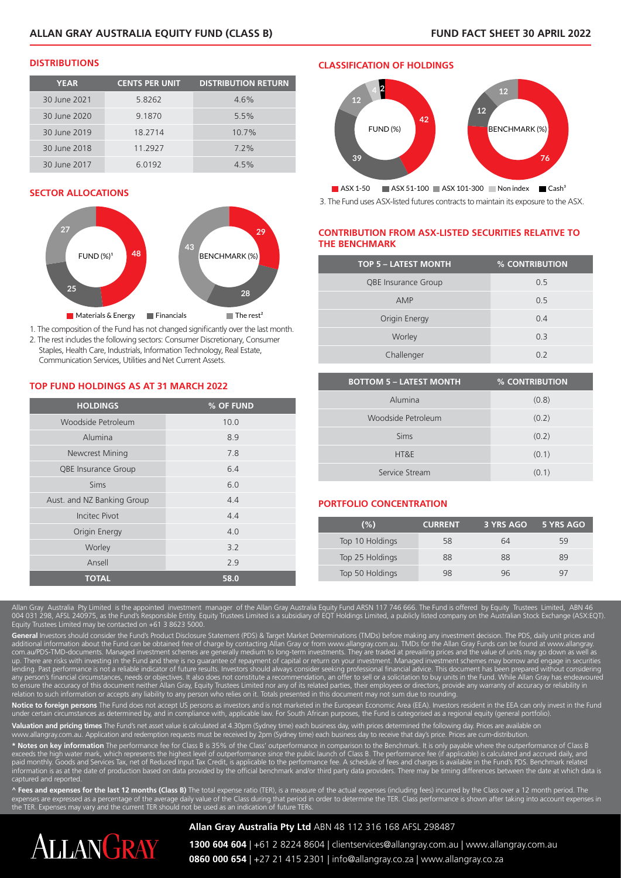## DISTRIBUTIONS

| YEAR | CENTS PER UNIT | DISTRIBUTION RETURN |
|---|---|---|
| 30 June 2021 | 5.8262 | 4.6% |
| 30 June 2020 | 9.1870 | 5.5% |
| 30 June 2019 | 18.2714 | 10.7% |
| 30 June 2018 | 11.2927 | 7.2% |
| 30 June 2017 | 6.0192 | 4.5% |

## SECTOR ALLOCATIONS

FUND (%)[1]
48
25
27

BENCHMARK (%)
29
28
43

Materials & Energy   Financials   The rest[2]

1. The composition of the Fund has not changed significantly over the last month.
2. The rest includes the following sectors: Consumer Discretionary, Consumer Staples, Health Care, Industrials, Information Technology, Real Estate, Communication Services, Utilities and Net Current Assets.

## TOP FUND HOLDINGS AS AT 31 MARCH 2022

| HOLDINGS | % OF FUND |
|---|---|
| Woodside Petroleum | 10.0 |
| Alumina | 8.9 |
| Newcrest Mining | 7.8 |
| QBE Insurance Group | 6.4 |
| Sims | 6.0 |
| Aust. and NZ Banking Group | 4.4 |
| Incitec Pivot | 4.4 |
| Origin Energy | 4.0 |
| Worley | 3.2 |
| Ansell | 2.9 |
| **TOTAL** | **58.0** |

## CLASSIFICATION OF HOLDINGS

FUND (%)
42
39
12
4
2

BENCHMARK (%)
76
12
12

ASX 1-50   ASX 51-100   ASX 101-300   Non index   Cash[3]

3. The Fund uses ASX-listed futures contracts to maintain its exposure to the ASX.

## CONTRIBUTION FROM ASX-LISTED SECURITIES RELATIVE TO THE BENCHMARK

| TOP 5 – LATEST MONTH | % CONTRIBUTION |
|---|---|
| QBE Insurance Group | 0.5 |
| AMP | 0.5 |
| Origin Energy | 0.4 |
| Worley | 0.3 |
| Challenger | 0.2 |

| BOTTOM 5 – LATEST MONTH | % CONTRIBUTION |
|---|---|
| Alumina | (0.8) |
| Woodside Petroleum | (0.2) |
| Sims | (0.2) |
| HT&E | (0.1) |
| Service Stream | (0.1) |

## PORTFOLIO CONCENTRATION

| (%) | CURRENT | 3 YRS AGO | 5 YRS AGO |
|---|---|---|---|
| Top 10 Holdings | 58 | 64 | 59 |
| Top 25 Holdings | 88 | 88 | 89 |
| Top 50 Holdings | 98 | 96 | 97 |

Allan Gray Australia Pty Limited is the appointed investment manager of the Allan Gray Australia Equity Fund ARSN 117 746 666. The Fund is offered by Equity Trustees Limited, ABN 46 004 031 298, AFSL 240975, as the Fund's Responsible Entity. Equity Trustees Limited is a subsidiary of EQT Holdings Limited, a publicly listed company on the Australian Stock Exchange (ASX:EQT). Equity Trustees Limited may be contacted on +61 3 8623 5000.

**General** Investors should consider the Fund's Product Disclosure Statement (PDS) & Target Market Determinations (TMDs) before making any investment decision. The PDS, daily unit prices and additional information about the Fund can be obtained free of charge by contacting Allan Gray or from www.allangray.com.au. TMDs for the Allan Gray Funds can be found at www.allangray.com.au/PDS-TMD-documents. Managed investment schemes are generally medium to long-term investments. They are traded at prevailing prices and the value of units may go down as well as up. There are risks with investing in the Fund and there is no guarantee of repayment of capital or return on your investment. Managed investment schemes may borrow and engage in securities lending. Past performance is not a reliable indicator of future results. Investors should always consider seeking professional financial advice. This document has been prepared without considering any person's financial circumstances, needs or objectives. It also does not constitute a recommendation, an offer to sell or a solicitation to buy units in the Fund. While Allan Gray has endeavoured to ensure the accuracy of this document neither Allan Gray, Equity Trustees Limited nor any of its related parties, their employees or directors, provide any warranty of accuracy or reliability in relation to such information or accepts any liability to any person who relies on it. Totals presented in this document may not sum due to rounding.

**Notice to foreign persons** The Fund does not accept US persons as investors and is not marketed in the European Economic Area (EEA). Investors resident in the EEA can only invest in the Fund under certain circumstances as determined by, and in compliance with, applicable law. For South African purposes, the Fund is categorised as a regional equity (general portfolio).

**Valuation and pricing times** The Fund's net asset value is calculated at 4.30pm (Sydney time) each business day, with prices determined the following day. Prices are available on www.allangray.com.au. Application and redemption requests must be received by 2pm (Sydney time) each business day to receive that day's price. Prices are cum-distribution.

**\* Notes on key information** The performance fee for Class B is 35% of the Class' outperformance in comparison to the Benchmark. It is only payable where the outperformance of Class B exceeds the high water mark, which represents the highest level of outperformance since the public launch of Class B. The performance fee (if applicable) is calculated and accrued daily, and paid monthly. Goods and Services Tax, net of Reduced Input Tax Credit, is applicable to the performance fee. A schedule of fees and charges is available in the Fund's PDS. Benchmark related information is as at the date of production based on data provided by the official benchmark and/or third party data providers. There may be timing differences between the date at which data is captured and reported.

**^ Fees and expenses for the last 12 months (Class B)** The total expense ratio (TER), is a measure of the actual expenses (including fees) incurred by the Class over a 12 month period. The expenses are expressed as a percentage of the average daily value of the Class during that period in order to determine the TER. Class performance is shown after taking into account expenses in the TER. Expenses may vary and the current TER should not be used as an indication of future TERs.

ALLANGRAY

**Allan Gray Australia Pty Ltd** ABN 48 112 316 168 AFSL 298487

**1300 604 604** | +61 2 8224 8604 | clientservices@allangray.com.au | www.allangray.com.au

**0860 000 654** | +27 21 415 2301 | info@allangray.co.za | www.allangray.co.za